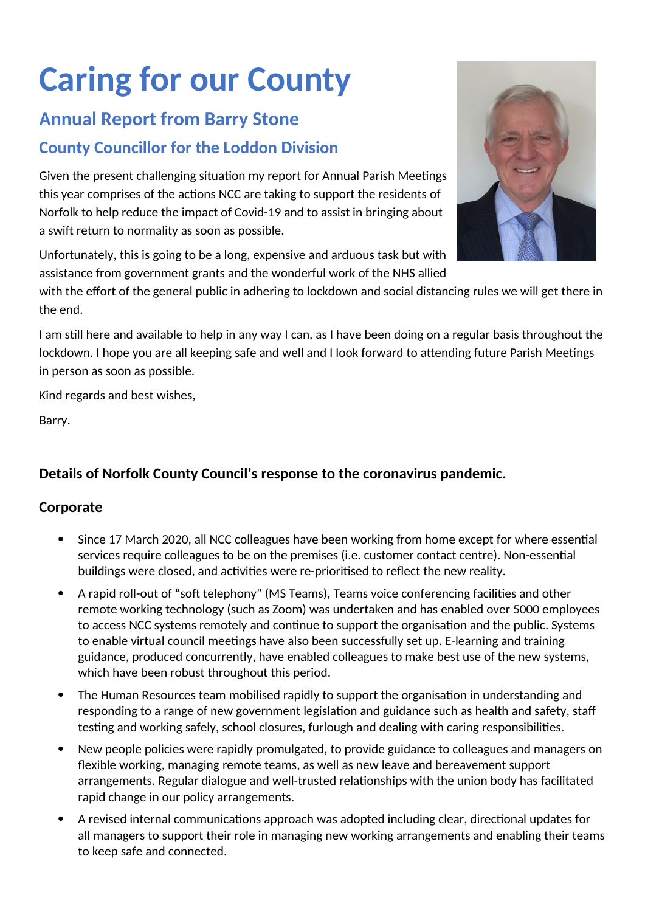# Caring for our County

## Annual Report from Barry Stone

## County Councillor for the Loddon Division

Given the present challenging situation my report for Annual Parish Meetings this year comprises of the actions NCC are taking to support the residents of Norfolk to help reduce the impact of Covid-19 and to assist in bringing about a swift return to normality as soon as possible.

Unfortunately, this is going to be a long, expensive and arduous task but with assistance from government grants and the wonderful work of the NHS allied with the effort of the general public in adhering to lockdown and social distancing rules we will get there in the end.

I am still here and available to help in any way I can, as I have been doing on a regular basis throughout the lockdown. I hope you are all keeping safe and well and I look forward to attending future Parish Meetings in person as soon as possible.

Kind regards and best wishes,

Barry.

### Details of Norfolk County Council's response to the coronavirus pandemic.

### Corporate

- Since 17 March 2020, all NCC colleagues have been working from home except for where essential services require colleagues to be on the premises (i.e. customer contact centre). Non-essential buildings were closed, and activities were re-prioritised to reflect the new reality.
- A rapid roll-out of "soft telephony" (MS Teams), Teams voice conferencing facilities and other remote working technology (such as Zoom) was undertaken and has enabled over 5000 employees to access NCC systems remotely and continue to support the organisation and the public. Systems to enable virtual council meetings have also been successfully set up. E-learning and training guidance, produced concurrently, have enabled colleagues to make best use of the new systems, which have been robust throughout this period.
- The Human Resources team mobilised rapidly to support the organisation in understanding and responding to a range of new government legislation and guidance such as health and safety, staff testing and working safely, school closures, furlough and dealing with caring responsibilities.
- New people policies were rapidly promulgated, to provide guidance to colleagues and managers on flexible working, managing remote teams, as well as new leave and bereavement support arrangements. Regular dialogue and well-trusted relationships with the union body has facilitated rapid change in our policy arrangements.
- A revised internal communications approach was adopted including clear, directional updates for all managers to support their role in managing new working arrangements and enabling their teams to keep safe and connected.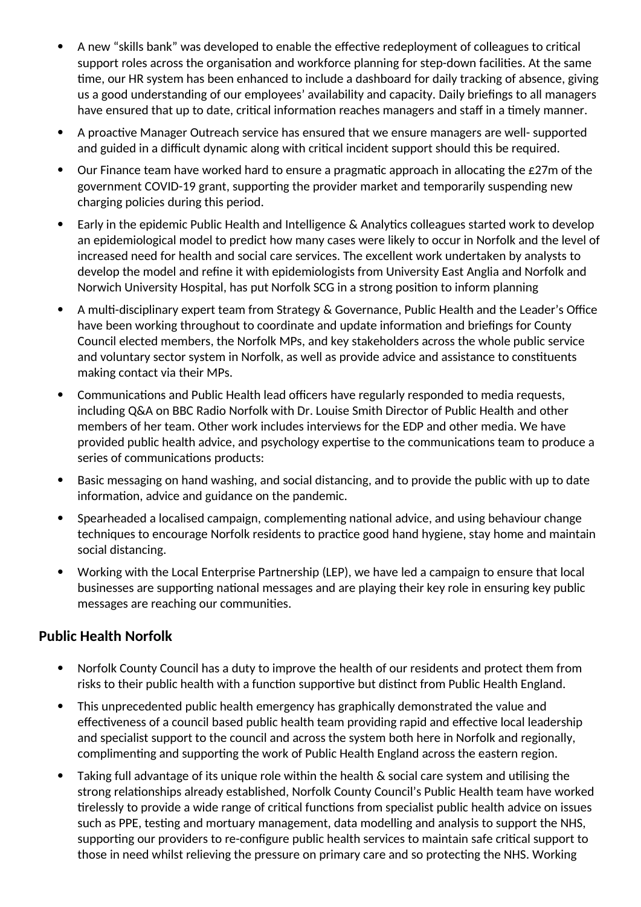- A new “skills bank” was developed to enable the effective redeployment of colleagues to critical support roles across the organisation and workforce planning for step-down facilities. At the same time, our HR system has been enhanced to include a dashboard for daily tracking of absence, giving us a good understanding of our employees’ availability and capacity. Daily briefings to all managers have ensured that up to date, critical information reaches managers and staff in a timely manner.
- A proactive Manager Outreach service has ensured that we ensure managers are well- supported and guided in a difficult dynamic along with critical incident support should this be required.
- Our Finance team have worked hard to ensure a pragmatic approach in allocating the £27m of the government COVID-19 grant, supporting the provider market and temporarily suspending new charging policies during this period.
- Early in the epidemic Public Health and Intelligence & Analytics colleagues started work to develop an epidemiological model to predict how many cases were likely to occur in Norfolk and the level of increased need for health and social care services. The excellent work undertaken by analysts to develop the model and refine it with epidemiologists from University East Anglia and Norfolk and Norwich University Hospital, has put Norfolk SCG in a strong position to inform planning
- A multi-disciplinary expert team from Strategy & Governance, Public Health and the Leader’s Office have been working throughout to coordinate and update information and briefings for County Council elected members, the Norfolk MPs, and key stakeholders across the whole public service and voluntary sector system in Norfolk, as well as provide advice and assistance to constituents making contact via their MPs.
- Communications and Public Health lead officers have regularly responded to media requests, including Q&A on BBC Radio Norfolk with Dr. Louise Smith Director of Public Health and other members of her team. Other work includes interviews for the EDP and other media. We have provided public health advice, and psychology expertise to the communications team to produce a series of communications products:
- Basic messaging on hand washing, and social distancing, and to provide the public with up to date information, advice and guidance on the pandemic.
- Spearheaded a localised campaign, complementing national advice, and using behaviour change techniques to encourage Norfolk residents to practice good hand hygiene, stay home and maintain social distancing.
- Working with the Local Enterprise Partnership (LEP), we have led a campaign to ensure that local businesses are supporting national messages and are playing their key role in ensuring key public messages are reaching our communities.

## Public Health Norfolk

- Norfolk County Council has a duty to improve the health of our residents and protect them from risks to their public health with a function supportive but distinct from Public Health England.
- This unprecedented public health emergency has graphically demonstrated the value and effectiveness of a council based public health team providing rapid and effective local leadership and specialist support to the council and across the system both here in Norfolk and regionally, complimenting and supporting the work of Public Health England across the eastern region.
- Taking full advantage of its unique role within the health & social care system and utilising the strong relationships already established, Norfolk County Council’s Public Health team have worked tirelessly to provide a wide range of critical functions from specialist public health advice on issues such as PPE, testing and mortuary management, data modelling and analysis to support the NHS, supporting our providers to re-configure public health services to maintain safe critical support to those in need whilst relieving the pressure on primary care and so protecting the NHS. Working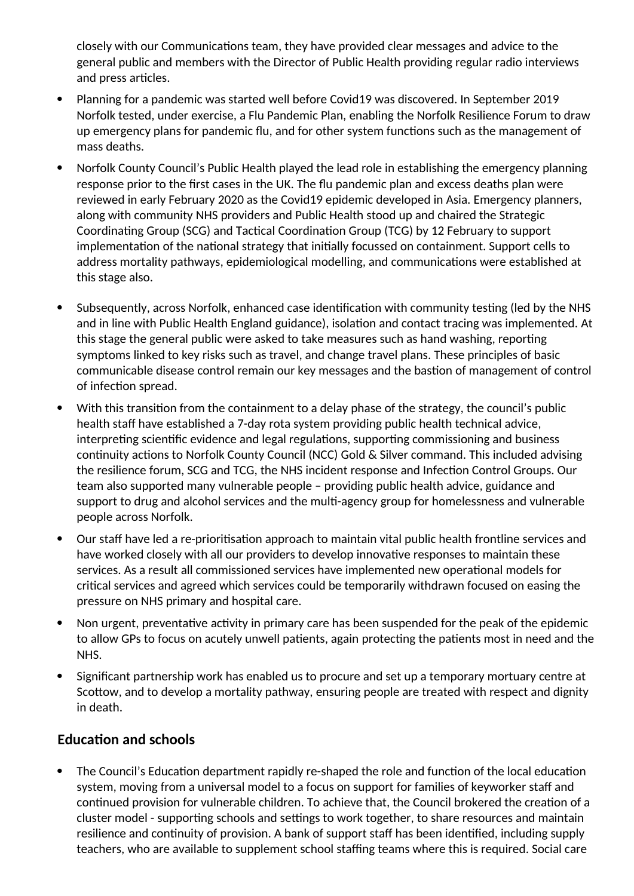closely with our Communications team, they have provided clear messages and advice to the general public and members with the Director of Public Health providing regular radio interviews and press articles.

- Planning for a pandemic was started well before Covid19 was discovered. In September 2019 Norfolk tested, under exercise, a Flu Pandemic Plan, enabling the Norfolk Resilience Forum to draw up emergency plans for pandemic flu, and for other system functions such as the management of mass deaths.
- Norfolk County Council's Public Health played the lead role in establishing the emergency planning response prior to the first cases in the UK. The flu pandemic plan and excess deaths plan were reviewed in early February 2020 as the Covid19 epidemic developed in Asia. Emergency planners, along with community NHS providers and Public Health stood up and chaired the Strategic Coordinating Group (SCG) and Tactical Coordination Group (TCG) by 12 February to support implementation of the national strategy that initially focussed on containment. Support cells to address mortality pathways, epidemiological modelling, and communications were established at this stage also.
- Subsequently, across Norfolk, enhanced case identification with community testing (led by the NHS and in line with Public Health England guidance), isolation and contact tracing was implemented. At this stage the general public were asked to take measures such as hand washing, reporting symptoms linked to key risks such as travel, and change travel plans. These principles of basic communicable disease control remain our key messages and the bastion of management of control of infection spread.
- With this transition from the containment to a delay phase of the strategy, the council's public health staff have established a 7-day rota system providing public health technical advice, interpreting scientific evidence and legal regulations, supporting commissioning and business continuity actions to Norfolk County Council (NCC) Gold & Silver command. This included advising the resilience forum, SCG and TCG, the NHS incident response and Infection Control Groups. Our team also supported many vulnerable people – providing public health advice, guidance and support to drug and alcohol services and the multi-agency group for homelessness and vulnerable people across Norfolk.
- Our staff have led a re-prioritisation approach to maintain vital public health frontline services and have worked closely with all our providers to develop innovative responses to maintain these services. As a result all commissioned services have implemented new operational models for critical services and agreed which services could be temporarily withdrawn focused on easing the pressure on NHS primary and hospital care.
- Non urgent, preventative activity in primary care has been suspended for the peak of the epidemic to allow GPs to focus on acutely unwell patients, again protecting the patients most in need and the NHS.
- Significant partnership work has enabled us to procure and set up a temporary mortuary centre at Scottow, and to develop a mortality pathway, ensuring people are treated with respect and dignity in death.

## Education and schools

- The Council's Education department rapidly re-shaped the role and function of the local education system, moving from a universal model to a focus on support for families of keyworker staff and continued provision for vulnerable children. To achieve that, the Council brokered the creation of a cluster model - supporting schools and settings to work together, to share resources and maintain resilience and continuity of provision. A bank of support staff has been identified, including supply teachers, who are available to supplement school staffing teams where this is required. Social care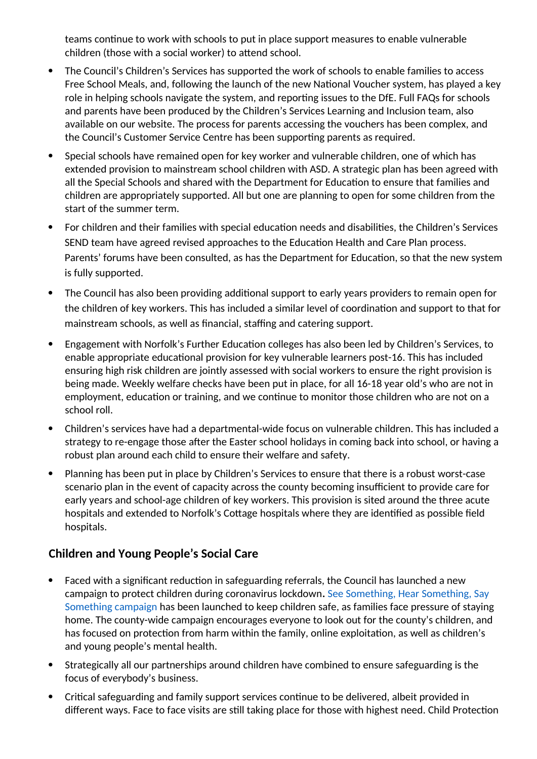teams continue to work with schools to put in place support measures to enable vulnerable children (those with a social worker) to attend school.

- The Council's Children's Services has supported the work of schools to enable families to access Free School Meals, and, following the launch of the new National Voucher system, has played a key role in helping schools navigate the system, and reporting issues to the DfE. Full FAQs for schools and parents have been produced by the Children's Services Learning and Inclusion team, also available on our website. The process for parents accessing the vouchers has been complex, and the Council's Customer Service Centre has been supporting parents as required.
- Special schools have remained open for key worker and vulnerable children, one of which has extended provision to mainstream school children with ASD. A strategic plan has been agreed with all the Special Schools and shared with the Department for Education to ensure that families and children are appropriately supported. All but one are planning to open for some children from the start of the summer term.
- For children and their families with special education needs and disabilities, the Children's Services SEND team have agreed revised approaches to the Education Health and Care Plan process. Parents' forums have been consulted, as has the Department for Education, so that the new system is fully supported.
- The Council has also been providing additional support to early years providers to remain open for the children of key workers. This has included a similar level of coordination and support to that for mainstream schools, as well as financial, staffing and catering support.
- Engagement with Norfolk's Further Education colleges has also been led by Children's Services, to enable appropriate educational provision for key vulnerable learners post-16. This has included ensuring high risk children are jointly assessed with social workers to ensure the right provision is being made. Weekly welfare checks have been put in place, for all 16-18 year old's who are not in employment, education or training, and we continue to monitor those children who are not on a school roll.
- Children's services have had a departmental-wide focus on vulnerable children. This has included a strategy to re-engage those after the Easter school holidays in coming back into school, or having a robust plan around each child to ensure their welfare and safety.
- Planning has been put in place by Children's Services to ensure that there is a robust worst-case scenario plan in the event of capacity across the county becoming insufficient to provide care for early years and school-age children of key workers. This provision is sited around the three acute hospitals and extended to Norfolk's Cottage hospitals where they are identified as possible field hospitals.

## Children and Young People's Social Care

- Faced with a significant reduction in safeguarding referrals, the Council has launched a new campaign to protect children during coronavirus lockdown. See Something, Hear Something, Say Something campaign has been launched to keep children safe, as families face pressure of staying home. The county-wide campaign encourages everyone to look out for the county's children, and has focused on protection from harm within the family, online exploitation, as well as children's and young people's mental health.
- Strategically all our partnerships around children have combined to ensure safeguarding is the focus of everybody's business.
- Critical safeguarding and family support services continue to be delivered, albeit provided in different ways. Face to face visits are still taking place for those with highest need. Child Protection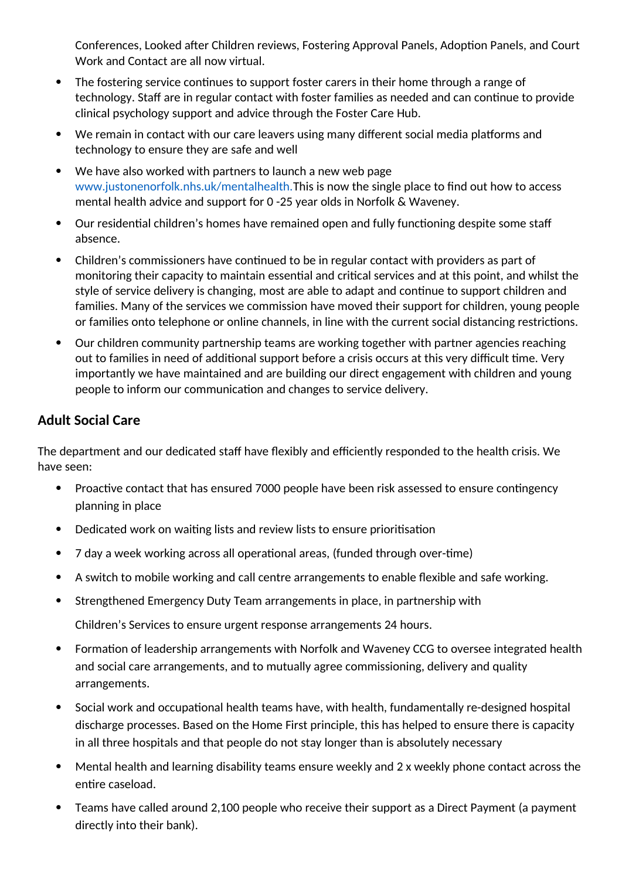Conferences, Looked after Children reviews, Fostering Approval Panels, Adoption Panels, and Court Work and Contact are all now virtual.

- The fostering service continues to support foster carers in their home through a range of technology. Staff are in regular contact with foster families as needed and can continue to provide clinical psychology support and advice through the Foster Care Hub.
- We remain in contact with our care leavers using many different social media platforms and technology to ensure they are safe and well
- We have also worked with partners to launch a new web page www.justonenorfolk.nhs.uk/mentalhealth. This is now the single place to find out how to access mental health advice and support for 0 -25 year olds in Norfolk & Waveney.
- Our residential children's homes have remained open and fully functioning despite some staff absence.
- Children's commissioners have continued to be in regular contact with providers as part of monitoring their capacity to maintain essential and critical services and at this point, and whilst the style of service delivery is changing, most are able to adapt and continue to support children and families. Many of the services we commission have moved their support for children, young people or families onto telephone or online channels, in line with the current social distancing restrictions.
- Our children community partnership teams are working together with partner agencies reaching out to families in need of additional support before a crisis occurs at this very difficult time. Very importantly we have maintained and are building our direct engagement with children and young people to inform our communication and changes to service delivery.

## Adult Social Care

The department and our dedicated staff have flexibly and efficiently responded to the health crisis. We have seen:

- Proactive contact that has ensured 7000 people have been risk assessed to ensure contingency planning in place
- Dedicated work on waiting lists and review lists to ensure prioritisation
- 7 day a week working across all operational areas, (funded through over-time)
- A switch to mobile working and call centre arrangements to enable flexible and safe working.
- Strengthened Emergency Duty Team arrangements in place, in partnership with

  Children's Services to ensure urgent response arrangements 24 hours.
- Formation of leadership arrangements with Norfolk and Waveney CCG to oversee integrated health and social care arrangements, and to mutually agree commissioning, delivery and quality arrangements.
- Social work and occupational health teams have, with health, fundamentally re-designed hospital discharge processes. Based on the Home First principle, this has helped to ensure there is capacity in all three hospitals and that people do not stay longer than is absolutely necessary
- Mental health and learning disability teams ensure weekly and 2 x weekly phone contact across the entire caseload.
- Teams have called around 2,100 people who receive their support as a Direct Payment (a payment directly into their bank).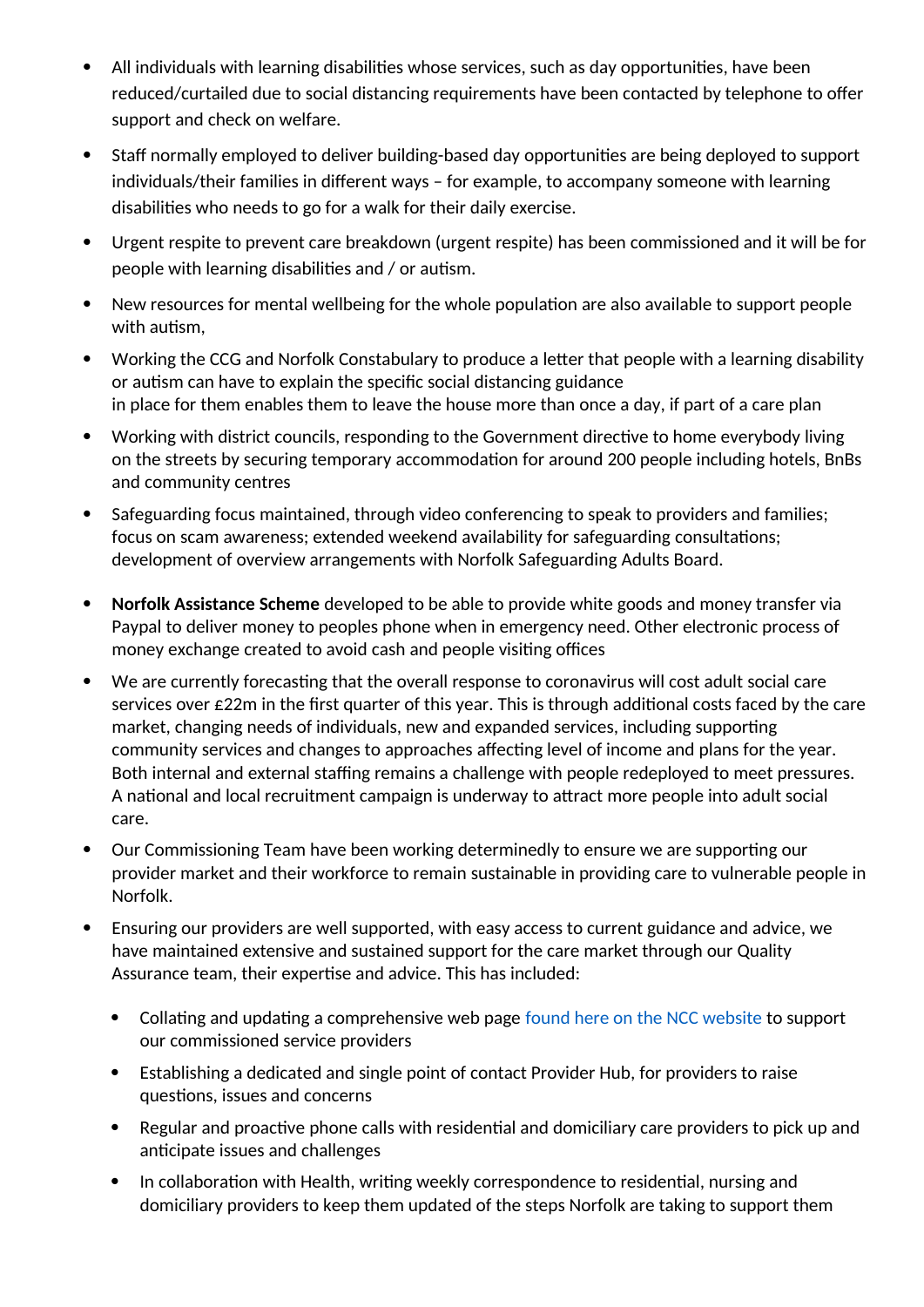- All individuals with learning disabilities whose services, such as day opportunities, have been reduced/curtailed due to social distancing requirements have been contacted by telephone to offer support and check on welfare.
- Staff normally employed to deliver building-based day opportunities are being deployed to support individuals/their families in different ways – for example, to accompany someone with learning disabilities who needs to go for a walk for their daily exercise.
- Urgent respite to prevent care breakdown (urgent respite) has been commissioned and it will be for people with learning disabilities and / or autism.
- New resources for mental wellbeing for the whole population are also available to support people with autism,
- Working the CCG and Norfolk Constabulary to produce a letter that people with a learning disability or autism can have to explain the specific social distancing guidance in place for them enables them to leave the house more than once a day, if part of a care plan
- Working with district councils, responding to the Government directive to home everybody living on the streets by securing temporary accommodation for around 200 people including hotels, BnBs and community centres
- Safeguarding focus maintained, through video conferencing to speak to providers and families; focus on scam awareness; extended weekend availability for safeguarding consultations; development of overview arrangements with Norfolk Safeguarding Adults Board.
- **Norfolk Assistance Scheme** developed to be able to provide white goods and money transfer via Paypal to deliver money to peoples phone when in emergency need. Other electronic process of money exchange created to avoid cash and people visiting offices
- We are currently forecasting that the overall response to coronavirus will cost adult social care services over £22m in the first quarter of this year. This is through additional costs faced by the care market, changing needs of individuals, new and expanded services, including supporting community services and changes to approaches affecting level of income and plans for the year. Both internal and external staffing remains a challenge with people redeployed to meet pressures. A national and local recruitment campaign is underway to attract more people into adult social care.
- Our Commissioning Team have been working determinedly to ensure we are supporting our provider market and their workforce to remain sustainable in providing care to vulnerable people in Norfolk.
- Ensuring our providers are well supported, with easy access to current guidance and advice, we have maintained extensive and sustained support for the care market through our Quality Assurance team, their expertise and advice. This has included:
  - Collating and updating a comprehensive web page found here on the NCC website to support our commissioned service providers
  - Establishing a dedicated and single point of contact Provider Hub, for providers to raise questions, issues and concerns
  - Regular and proactive phone calls with residential and domiciliary care providers to pick up and anticipate issues and challenges
  - In collaboration with Health, writing weekly correspondence to residential, nursing and domiciliary providers to keep them updated of the steps Norfolk are taking to support them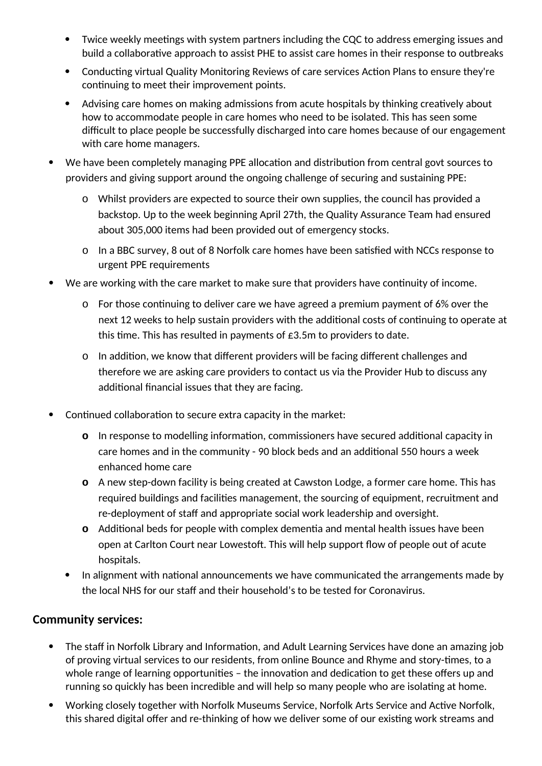- Twice weekly meetings with system partners including the CQC to address emerging issues and build a collaborative approach to assist PHE to assist care homes in their response to outbreaks
  - Conducting virtual Quality Monitoring Reviews of care services Action Plans to ensure they're continuing to meet their improvement points.
  - Advising care homes on making admissions from acute hospitals by thinking creatively about how to accommodate people in care homes who need to be isolated. This has seen some difficult to place people be successfully discharged into care homes because of our engagement with care home managers.

- We have been completely managing PPE allocation and distribution from central govt sources to providers and giving support around the ongoing challenge of securing and sustaining PPE:
  - Whilst providers are expected to source their own supplies, the council has provided a backstop. Up to the week beginning April 27th, the Quality Assurance Team had ensured about 305,000 items had been provided out of emergency stocks.
  - In a BBC survey, 8 out of 8 Norfolk care homes have been satisfied with NCCs response to urgent PPE requirements
- We are working with the care market to make sure that providers have continuity of income.
  - For those continuing to deliver care we have agreed a premium payment of 6% over the next 12 weeks to help sustain providers with the additional costs of continuing to operate at this time. This has resulted in payments of £3.5m to providers to date.
  - In addition, we know that different providers will be facing different challenges and therefore we are asking care providers to contact us via the Provider Hub to discuss any additional financial issues that they are facing.
- Continued collaboration to secure extra capacity in the market:
  - In response to modelling information, commissioners have secured additional capacity in care homes and in the community - 90 block beds and an additional 550 hours a week enhanced home care
  - A new step-down facility is being created at Cawston Lodge, a former care home. This has required buildings and facilities management, the sourcing of equipment, recruitment and re-deployment of staff and appropriate social work leadership and oversight.
  - Additional beds for people with complex dementia and mental health issues have been open at Carlton Court near Lowestoft. This will help support flow of people out of acute hospitals.
  - In alignment with national announcements we have communicated the arrangements made by the local NHS for our staff and their household's to be tested for Coronavirus.

**Community services:**

- The staff in Norfolk Library and Information, and Adult Learning Services have done an amazing job of proving virtual services to our residents, from online Bounce and Rhyme and story-times, to a whole range of learning opportunities – the innovation and dedication to get these offers up and running so quickly has been incredible and will help so many people who are isolating at home.
- Working closely together with Norfolk Museums Service, Norfolk Arts Service and Active Norfolk, this shared digital offer and re-thinking of how we deliver some of our existing work streams and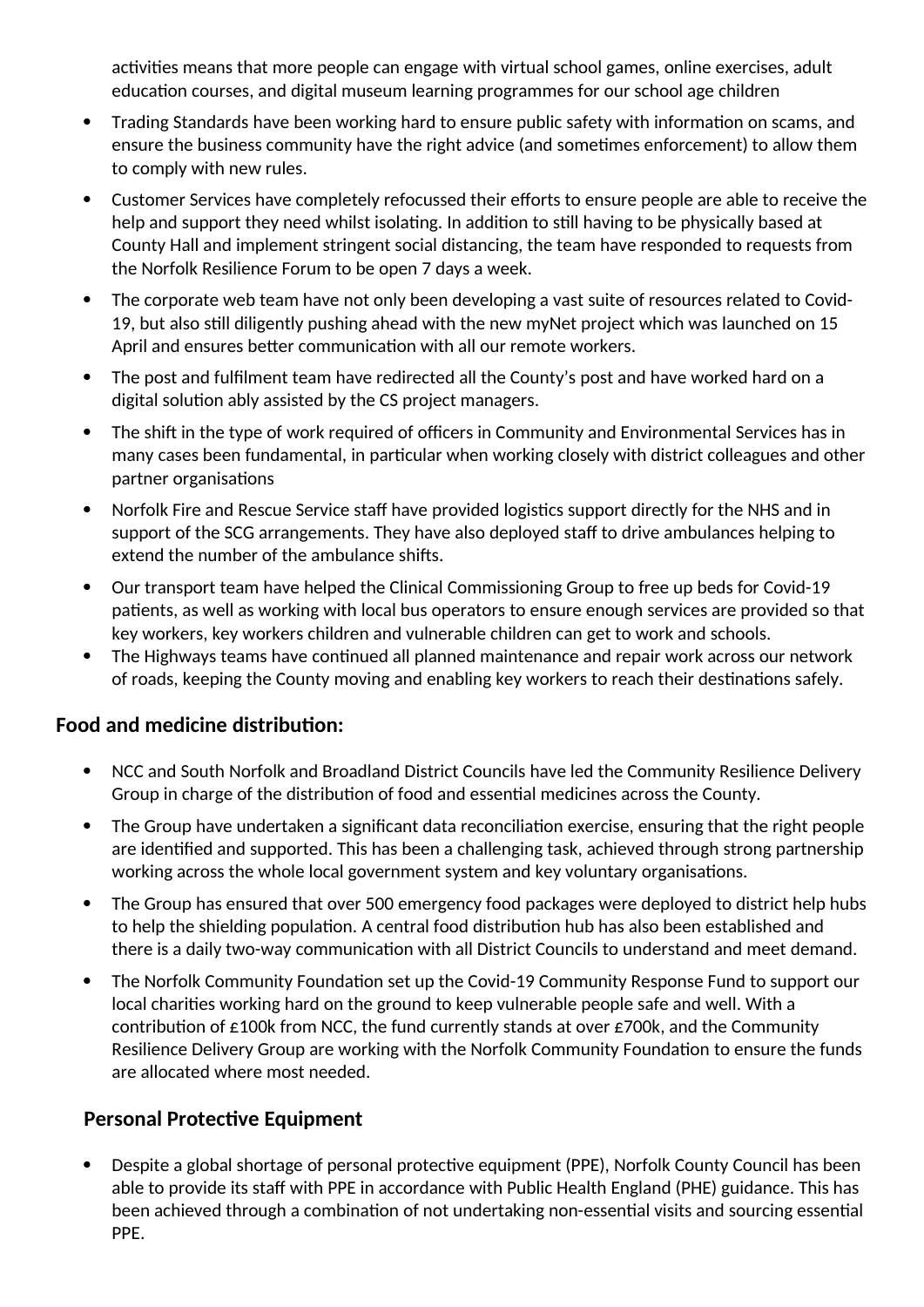activities means that more people can engage with virtual school games, online exercises, adult education courses, and digital museum learning programmes for our school age children

- Trading Standards have been working hard to ensure public safety with information on scams, and ensure the business community have the right advice (and sometimes enforcement) to allow them to comply with new rules.
- Customer Services have completely refocussed their efforts to ensure people are able to receive the help and support they need whilst isolating. In addition to still having to be physically based at County Hall and implement stringent social distancing, the team have responded to requests from the Norfolk Resilience Forum to be open 7 days a week.
- The corporate web team have not only been developing a vast suite of resources related to Covid-19, but also still diligently pushing ahead with the new myNet project which was launched on 15 April and ensures better communication with all our remote workers.
- The post and fulfilment team have redirected all the County's post and have worked hard on a digital solution ably assisted by the CS project managers.
- The shift in the type of work required of officers in Community and Environmental Services has in many cases been fundamental, in particular when working closely with district colleagues and other partner organisations
- Norfolk Fire and Rescue Service staff have provided logistics support directly for the NHS and in support of the SCG arrangements. They have also deployed staff to drive ambulances helping to extend the number of the ambulance shifts.
- Our transport team have helped the Clinical Commissioning Group to free up beds for Covid-19 patients, as well as working with local bus operators to ensure enough services are provided so that key workers, key workers children and vulnerable children can get to work and schools.
- The Highways teams have continued all planned maintenance and repair work across our network of roads, keeping the County moving and enabling key workers to reach their destinations safely.

**Food and medicine distribution:**

- NCC and South Norfolk and Broadland District Councils have led the Community Resilience Delivery Group in charge of the distribution of food and essential medicines across the County.
- The Group have undertaken a significant data reconciliation exercise, ensuring that the right people are identified and supported. This has been a challenging task, achieved through strong partnership working across the whole local government system and key voluntary organisations.
- The Group has ensured that over 500 emergency food packages were deployed to district help hubs to help the shielding population. A central food distribution hub has also been established and there is a daily two-way communication with all District Councils to understand and meet demand.
- The Norfolk Community Foundation set up the Covid-19 Community Response Fund to support our local charities working hard on the ground to keep vulnerable people safe and well. With a contribution of £100k from NCC, the fund currently stands at over £700k, and the Community Resilience Delivery Group are working with the Norfolk Community Foundation to ensure the funds are allocated where most needed.

**Personal Protective Equipment**

- Despite a global shortage of personal protective equipment (PPE), Norfolk County Council has been able to provide its staff with PPE in accordance with Public Health England (PHE) guidance. This has been achieved through a combination of not undertaking non-essential visits and sourcing essential PPE.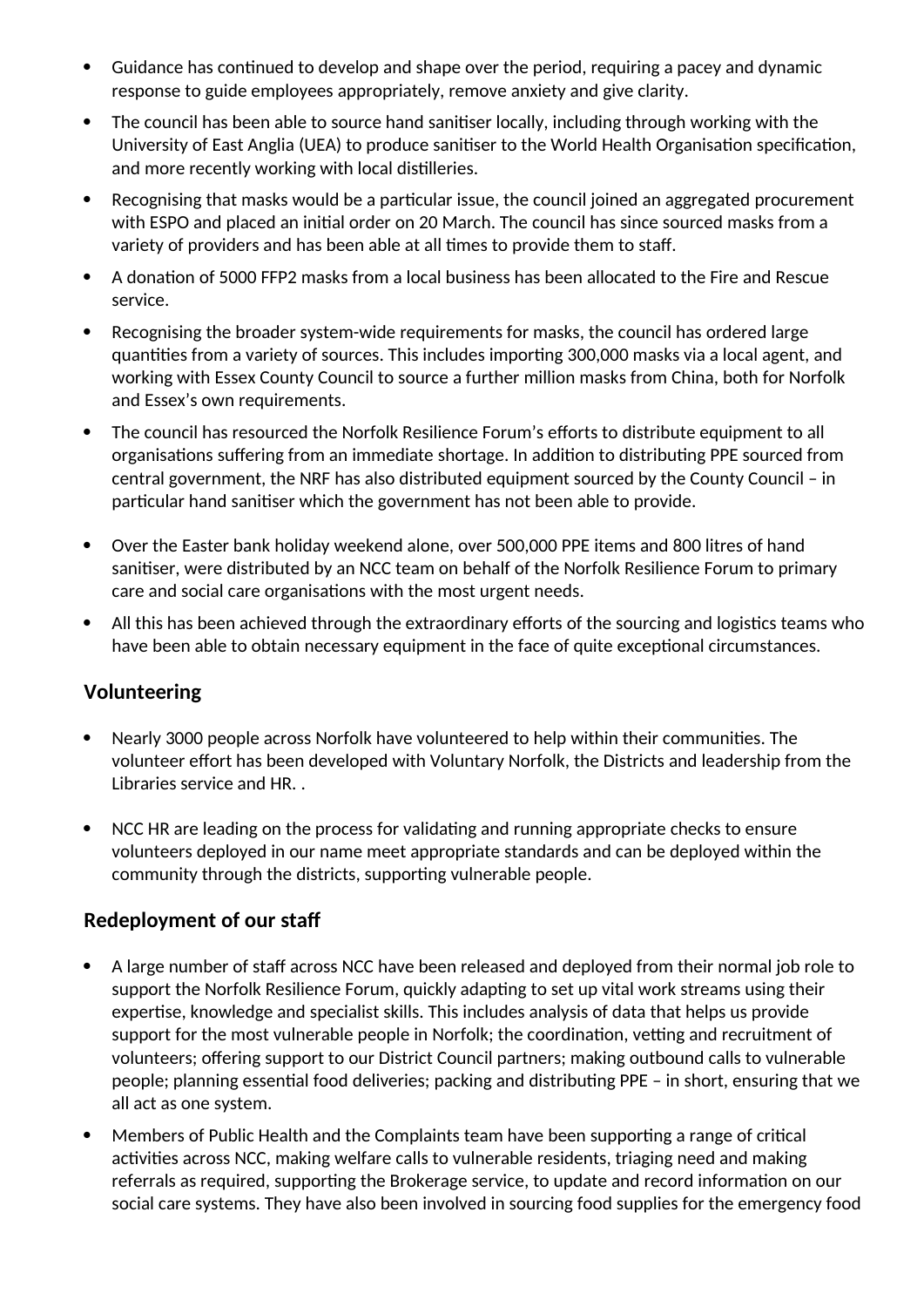- Guidance has continued to develop and shape over the period, requiring a pacey and dynamic response to guide employees appropriately, remove anxiety and give clarity.
- The council has been able to source hand sanitiser locally, including through working with the University of East Anglia (UEA) to produce sanitiser to the World Health Organisation specification, and more recently working with local distilleries.
- Recognising that masks would be a particular issue, the council joined an aggregated procurement with ESPO and placed an initial order on 20 March. The council has since sourced masks from a variety of providers and has been able at all times to provide them to staff.
- A donation of 5000 FFP2 masks from a local business has been allocated to the Fire and Rescue service.
- Recognising the broader system-wide requirements for masks, the council has ordered large quantities from a variety of sources. This includes importing 300,000 masks via a local agent, and working with Essex County Council to source a further million masks from China, both for Norfolk and Essex's own requirements.
- The council has resourced the Norfolk Resilience Forum's efforts to distribute equipment to all organisations suffering from an immediate shortage. In addition to distributing PPE sourced from central government, the NRF has also distributed equipment sourced by the County Council – in particular hand sanitiser which the government has not been able to provide.
- Over the Easter bank holiday weekend alone, over 500,000 PPE items and 800 litres of hand sanitiser, were distributed by an NCC team on behalf of the Norfolk Resilience Forum to primary care and social care organisations with the most urgent needs.
- All this has been achieved through the extraordinary efforts of the sourcing and logistics teams who have been able to obtain necessary equipment in the face of quite exceptional circumstances.

### Volunteering

- Nearly 3000 people across Norfolk have volunteered to help within their communities. The volunteer effort has been developed with Voluntary Norfolk, the Districts and leadership from the Libraries service and HR. .
- NCC HR are leading on the process for validating and running appropriate checks to ensure volunteers deployed in our name meet appropriate standards and can be deployed within the community through the districts, supporting vulnerable people.

### Redeployment of our staff

- A large number of staff across NCC have been released and deployed from their normal job role to support the Norfolk Resilience Forum, quickly adapting to set up vital work streams using their expertise, knowledge and specialist skills. This includes analysis of data that helps us provide support for the most vulnerable people in Norfolk; the coordination, vetting and recruitment of volunteers; offering support to our District Council partners; making outbound calls to vulnerable people; planning essential food deliveries; packing and distributing PPE – in short, ensuring that we all act as one system.
- Members of Public Health and the Complaints team have been supporting a range of critical activities across NCC, making welfare calls to vulnerable residents, triaging need and making referrals as required, supporting the Brokerage service, to update and record information on our social care systems. They have also been involved in sourcing food supplies for the emergency food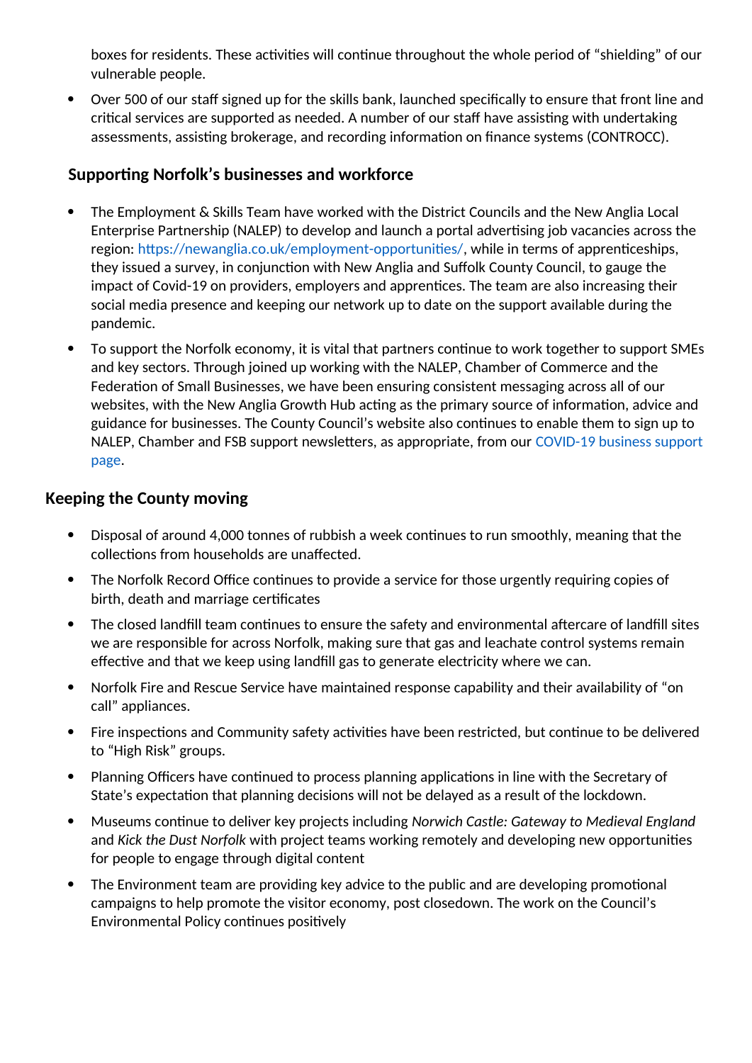boxes for residents. These activities will continue throughout the whole period of "shielding" of our vulnerable people.

- Over 500 of our staff signed up for the skills bank, launched specifically to ensure that front line and critical services are supported as needed. A number of our staff have assisting with undertaking assessments, assisting brokerage, and recording information on finance systems (CONTROCC).

## Supporting Norfolk's businesses and workforce

- The Employment & Skills Team have worked with the District Councils and the New Anglia Local Enterprise Partnership (NALEP) to develop and launch a portal advertising job vacancies across the region: https://newanglia.co.uk/employment-opportunities/, while in terms of apprenticeships, they issued a survey, in conjunction with New Anglia and Suffolk County Council, to gauge the impact of Covid-19 on providers, employers and apprentices. The team are also increasing their social media presence and keeping our network up to date on the support available during the pandemic.
- To support the Norfolk economy, it is vital that partners continue to work together to support SMEs and key sectors. Through joined up working with the NALEP, Chamber of Commerce and the Federation of Small Businesses, we have been ensuring consistent messaging across all of our websites, with the New Anglia Growth Hub acting as the primary source of information, advice and guidance for businesses. The County Council's website also continues to enable them to sign up to NALEP, Chamber and FSB support newsletters, as appropriate, from our COVID-19 business support page.

## Keeping the County moving

- Disposal of around 4,000 tonnes of rubbish a week continues to run smoothly, meaning that the collections from households are unaffected.
- The Norfolk Record Office continues to provide a service for those urgently requiring copies of birth, death and marriage certificates
- The closed landfill team continues to ensure the safety and environmental aftercare of landfill sites we are responsible for across Norfolk, making sure that gas and leachate control systems remain effective and that we keep using landfill gas to generate electricity where we can.
- Norfolk Fire and Rescue Service have maintained response capability and their availability of "on call" appliances.
- Fire inspections and Community safety activities have been restricted, but continue to be delivered to "High Risk" groups.
- Planning Officers have continued to process planning applications in line with the Secretary of State's expectation that planning decisions will not be delayed as a result of the lockdown.
- Museums continue to deliver key projects including *Norwich Castle: Gateway to Medieval England* and *Kick the Dust Norfolk* with project teams working remotely and developing new opportunities for people to engage through digital content
- The Environment team are providing key advice to the public and are developing promotional campaigns to help promote the visitor economy, post closedown. The work on the Council's Environmental Policy continues positively